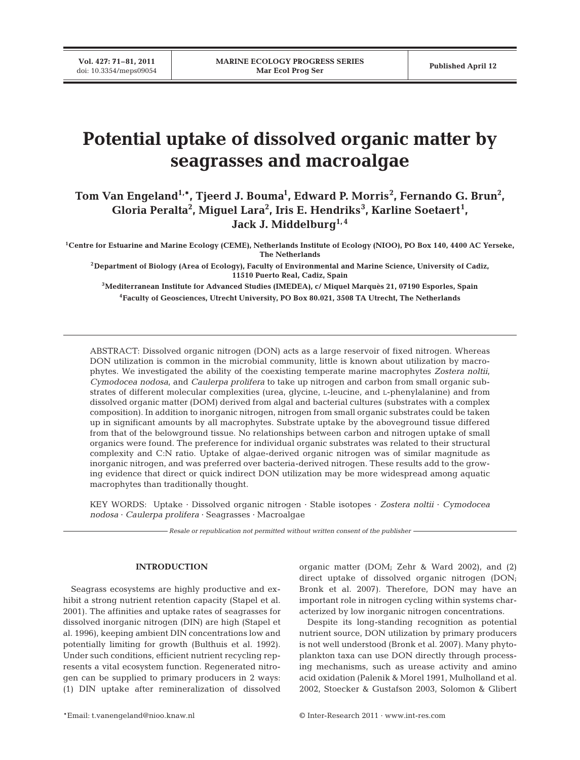# Potential uptake of dissolved organic matter by seagrasses and macroalgae

**Tom Van Engeland[1,*], Tjeerd J. Bouma[1], Edward P. Morris[2], Fernando G. Brun[2], Gloria Peralta[2], Miguel Lara[2], Iris E. Hendriks[3], Karline Soetaert[1], Jack J. Middelburg[1,4]**

[1]Centre for Estuarine and Marine Ecology (CEME), Netherlands Institute of Ecology (NIOO), PO Box 140, 4400 AC Yerseke, The Netherlands

[2]Department of Biology (Area of Ecology), Faculty of Environmental and Marine Science, University of Cadiz, 11510 Puerto Real, Cadiz, Spain

[3]Mediterranean Institute for Advanced Studies (IMEDEA), c/ Miquel Marquès 21, 07190 Esporles, Spain

[4]Faculty of Geosciences, Utrecht University, PO Box 80.021, 3508 TA Utrecht, The Netherlands

ABSTRACT: Dissolved organic nitrogen (DON) acts as a large reservoir of fixed nitrogen. Whereas DON utilization is common in the microbial community, little is known about utilization by macrophytes. We investigated the ability of the coexisting temperate marine macrophytes *Zostera noltii*, *Cymodocea nodosa*, and *Caulerpa prolifera* to take up nitrogen and carbon from small organic substrates of different molecular complexities (urea, glycine, L-leucine, and L-phenylalanine) and from dissolved organic matter (DOM) derived from algal and bacterial cultures (substrates with a complex composition). In addition to inorganic nitrogen, nitrogen from small organic substrates could be taken up in significant amounts by all macrophytes. Substrate uptake by the aboveground tissue differed from that of the belowground tissue. No relationships between carbon and nitrogen uptake of small organics were found. The preference for individual organic substrates was related to their structural complexity and C:N ratio. Uptake of algae-derived organic nitrogen was of similar magnitude as inorganic nitrogen, and was preferred over bacteria-derived nitrogen. These results add to the growing evidence that direct or quick indirect DON utilization may be more widespread among aquatic macrophytes than traditionally thought.

KEY WORDS: Uptake · Dissolved organic nitrogen · Stable isotopes · *Zostera noltii* · *Cymodocea nodosa* · *Caulerpa prolifera* · Seagrasses · Macroalgae

*Resale or republication not permitted without written consent of the publisher*

## INTRODUCTION

Seagrass ecosystems are highly productive and exhibit a strong nutrient retention capacity (Stapel et al. 2001). The affinities and uptake rates of seagrasses for dissolved inorganic nitrogen (DIN) are high (Stapel et al. 1996), keeping ambient DIN concentrations low and potentially limiting for growth (Bulthuis et al. 1992). Under such conditions, efficient nutrient recycling represents a vital ecosystem function. Regenerated nitrogen can be supplied to primary producers in 2 ways: (1) DIN uptake after remineralization of dissolved organic matter (DOM; Zehr & Ward 2002), and (2) direct uptake of dissolved organic nitrogen (DON; Bronk et al. 2007). Therefore, DON may have an important role in nitrogen cycling within systems characterized by low inorganic nitrogen concentrations.

Despite its long-standing recognition as potential nutrient source, DON utilization by primary producers is not well understood (Bronk et al. 2007). Many phytoplankton taxa can use DON directly through processing mechanisms, such as urease activity and amino acid oxidation (Palenik & Morel 1991, Mulholland et al. 2002, Stoecker & Gustafson 2003, Solomon & Glibert

*Email: t.vanengeland@nioo.knaw.nl

© Inter-Research 2011 · www.int-res.com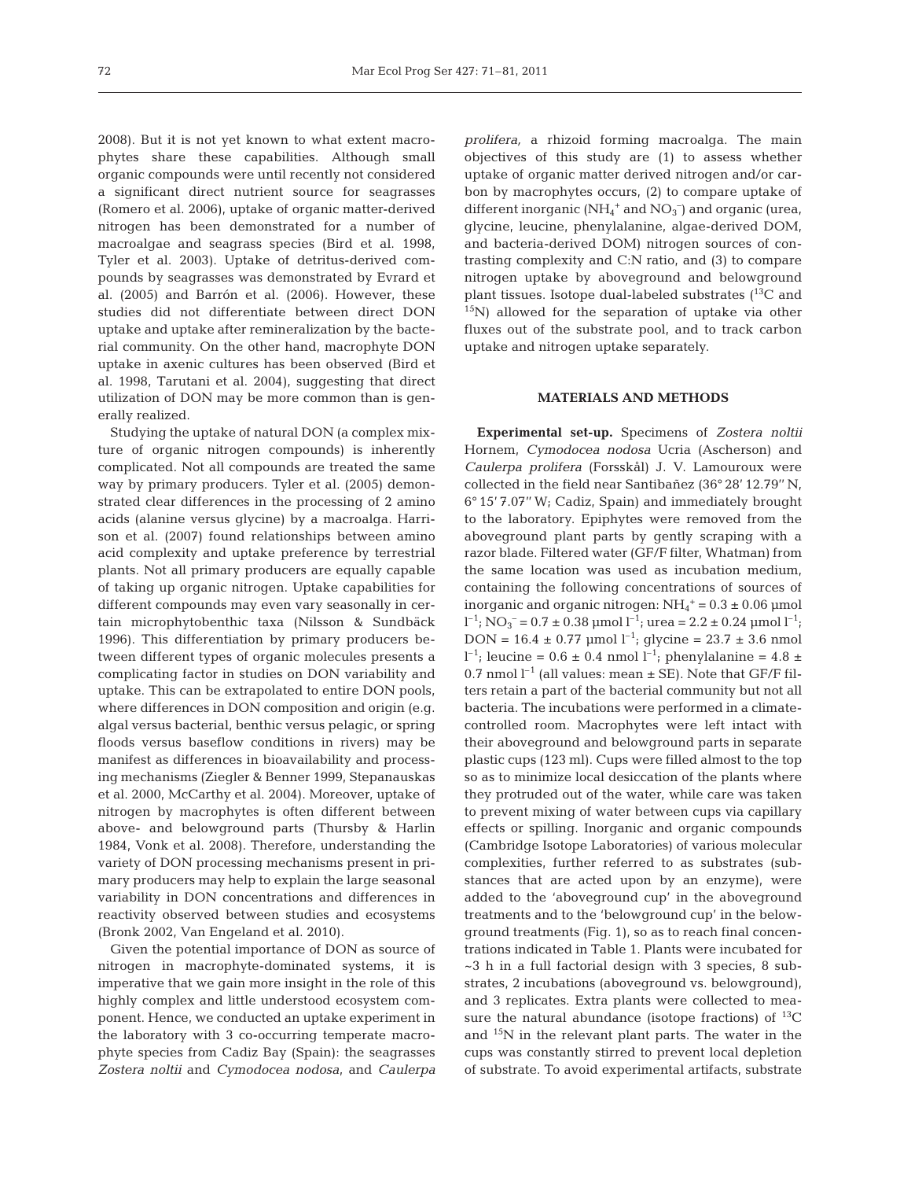2008). But it is not yet known to what extent macrophytes share these capabilities. Although small organic compounds were until recently not considered a significant direct nutrient source for seagrasses (Romero et al. 2006), uptake of organic matter-derived nitrogen has been demonstrated for a number of macroalgae and seagrass species (Bird et al. 1998, Tyler et al. 2003). Uptake of detritus-derived compounds by seagrasses was demonstrated by Evrard et al. (2005) and Barrón et al. (2006). However, these studies did not differentiate between direct DON uptake and uptake after remineralization by the bacterial community. On the other hand, macrophyte DON uptake in axenic cultures has been observed (Bird et al. 1998, Tarutani et al. 2004), suggesting that direct utilization of DON may be more common than is generally realized.

Studying the uptake of natural DON (a complex mixture of organic nitrogen compounds) is inherently complicated. Not all compounds are treated the same way by primary producers. Tyler et al. (2005) demonstrated clear differences in the processing of 2 amino acids (alanine versus glycine) by a macroalga. Harrison et al. (2007) found relationships between amino acid complexity and uptake preference by terrestrial plants. Not all primary producers are equally capable of taking up organic nitrogen. Uptake capabilities for different compounds may even vary seasonally in certain microphytobenthic taxa (Nilsson & Sundbäck 1996). This differentiation by primary producers between different types of organic molecules presents a complicating factor in studies on DON variability and uptake. This can be extrapolated to entire DON pools, where differences in DON composition and origin (e.g. algal versus bacterial, benthic versus pelagic, or spring floods versus baseflow conditions in rivers) may be manifest as differences in bioavailability and processing mechanisms (Ziegler & Benner 1999, Stepanauskas et al. 2000, McCarthy et al. 2004). Moreover, uptake of nitrogen by macrophytes is often different between above- and belowground parts (Thursby & Harlin 1984, Vonk et al. 2008). Therefore, understanding the variety of DON processing mechanisms present in primary producers may help to explain the large seasonal variability in DON concentrations and differences in reactivity observed between studies and ecosystems (Bronk 2002, Van Engeland et al. 2010).

Given the potential importance of DON as source of nitrogen in macrophyte-dominated systems, it is imperative that we gain more insight in the role of this highly complex and little understood ecosystem component. Hence, we conducted an uptake experiment in the laboratory with 3 co-occurring temperate macrophyte species from Cadiz Bay (Spain): the seagrasses *Zostera noltii* and *Cymodocea nodosa*, and *Caulerpa prolifera,* a rhizoid forming macroalga. The main objectives of this study are (1) to assess whether uptake of organic matter derived nitrogen and/or carbon by macrophytes occurs, (2) to compare uptake of different inorganic ($NH_4^+$ and $NO_3^-$) and organic (urea, glycine, leucine, phenylalanine, algae-derived DOM, and bacteria-derived DOM) nitrogen sources of contrasting complexity and C:N ratio, and (3) to compare nitrogen uptake by aboveground and belowground plant tissues. Isotope dual-labeled substrates ($^{13}C$ and $^{15}N$) allowed for the separation of uptake via other fluxes out of the substrate pool, and to track carbon uptake and nitrogen uptake separately.

## MATERIALS AND METHODS

**Experimental set-up.** Specimens of *Zostera noltii* Hornem, *Cymodocea nodosa* Ucria (Ascherson) and *Caulerpa prolifera* (Forsskål) J. V. Lamouroux were collected in the field near Santibañez (36° 28′ 12.79″ N, 6° 15′ 7.07″ W; Cadiz, Spain) and immediately brought to the laboratory. Epiphytes were removed from the aboveground plant parts by gently scraping with a razor blade. Filtered water (GF/F filter, Whatman) from the same location was used as incubation medium, containing the following concentrations of sources of inorganic and organic nitrogen: $NH_4^+$ = 0.3 ± 0.06 µmol $l^{-1}$; $NO_3^-$ = 0.7 ± 0.38 µmol $l^{-1}$; urea = 2.2 ± 0.24 µmol $l^{-1}$; DON = 16.4 ± 0.77 µmol $l^{-1}$; glycine = 23.7 ± 3.6 nmol $l^{-1}$; leucine = 0.6 ± 0.4 nmol $l^{-1}$; phenylalanine = 4.8 ± 0.7 nmol $l^{-1}$ (all values: mean ± SE). Note that GF/F filters retain a part of the bacterial community but not all bacteria. The incubations were performed in a climate-controlled room. Macrophytes were left intact with their aboveground and belowground parts in separate plastic cups (123 ml). Cups were filled almost to the top so as to minimize local desiccation of the plants where they protruded out of the water, while care was taken to prevent mixing of water between cups via capillary effects or spilling. Inorganic and organic compounds (Cambridge Isotope Laboratories) of various molecular complexities, further referred to as substrates (substances that are acted upon by an enzyme), were added to the 'aboveground cup' in the aboveground treatments and to the 'belowground cup' in the belowground treatments (Fig. 1), so as to reach final concentrations indicated in Table 1. Plants were incubated for ~3 h in a full factorial design with 3 species, 8 substrates, 2 incubations (aboveground vs. belowground), and 3 replicates. Extra plants were collected to measure the natural abundance (isotope fractions) of $^{13}C$ and $^{15}N$ in the relevant plant parts. The water in the cups was constantly stirred to prevent local depletion of substrate. To avoid experimental artifacts, substrate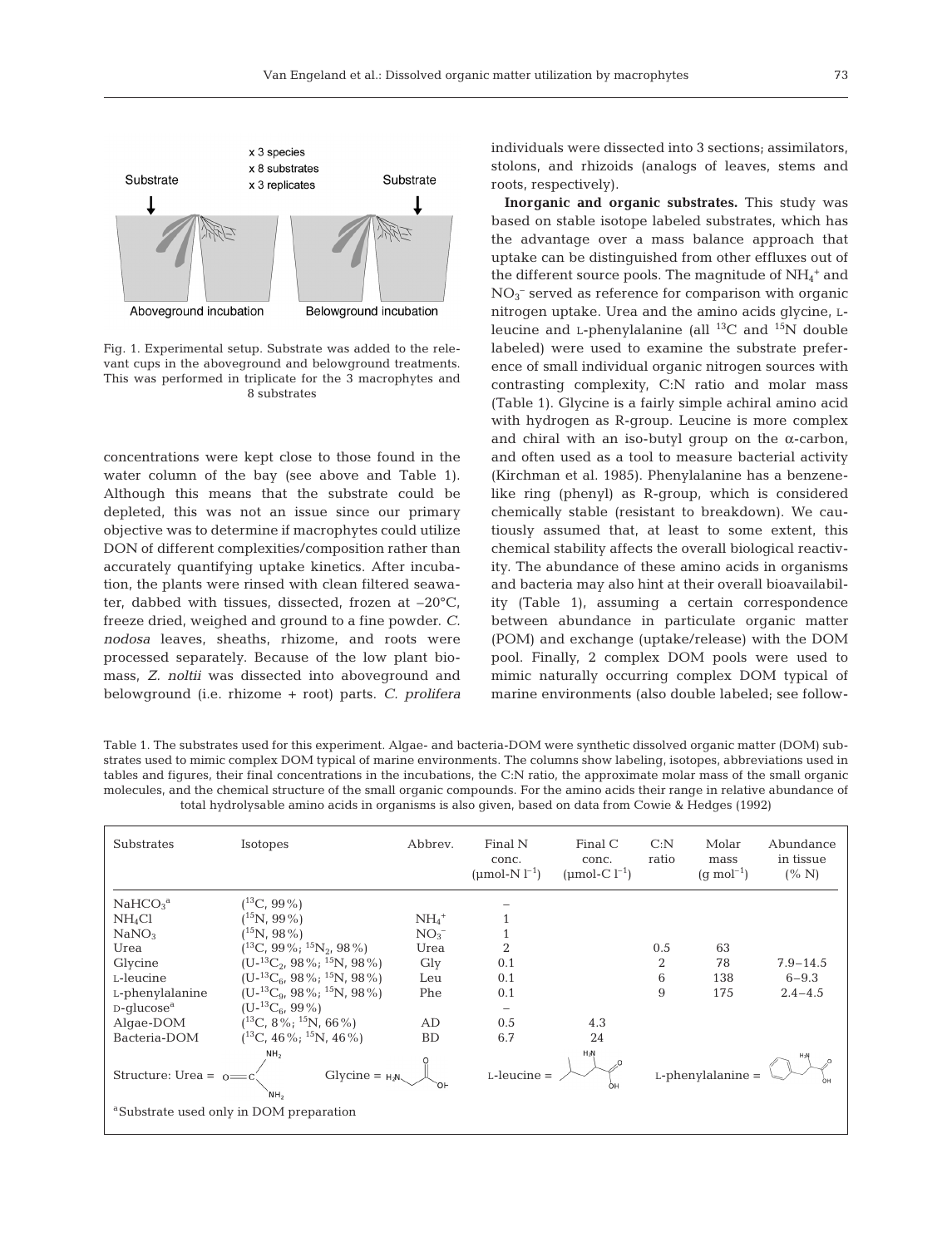Fig. 1. Experimental setup. Substrate was added to the relevant cups in the aboveground and belowground treatments. This was performed in triplicate for the 3 macrophytes and 8 substrates

concentrations were kept close to those found in the water column of the bay (see above and Table 1). Although this means that the substrate could be depleted, this was not an issue since our primary objective was to determine if macrophytes could utilize DON of different complexities/composition rather than accurately quantifying uptake kinetics. After incubation, the plants were rinsed with clean filtered seawater, dabbed with tissues, dissected, frozen at –20°C, freeze dried, weighed and ground to a fine powder. *C. nodosa* leaves, sheaths, rhizome, and roots were processed separately. Because of the low plant biomass, *Z. noltii* was dissected into aboveground and belowground (i.e. rhizome + root) parts. *C. prolifera* individuals were dissected into 3 sections; assimilators, stolons, and rhizoids (analogs of leaves, stems and roots, respectively).

**Inorganic and organic substrates.** This study was based on stable isotope labeled substrates, which has the advantage over a mass balance approach that uptake can be distinguished from other effluxes out of the different source pools. The magnitude of $NH_4^+$ and $NO_3^-$ served as reference for comparison with organic nitrogen uptake. Urea and the amino acids glycine, L-leucine and L-phenylalanine (all $^{13}C$ and $^{15}N$ double labeled) were used to examine the substrate preference of small individual organic nitrogen sources with contrasting complexity, C:N ratio and molar mass (Table 1). Glycine is a fairly simple achiral amino acid with hydrogen as R-group. Leucine is more complex and chiral with an iso-butyl group on the α-carbon, and often used as a tool to measure bacterial activity (Kirchman et al. 1985). Phenylalanine has a benzene-like ring (phenyl) as R-group, which is considered chemically stable (resistant to breakdown). We cautiously assumed that, at least to some extent, this chemical stability affects the overall biological reactivity. The abundance of these amino acids in organisms and bacteria may also hint at their overall bioavailability (Table 1), assuming a certain correspondence between abundance in particulate organic matter (POM) and exchange (uptake/release) with the DOM pool. Finally, 2 complex DOM pools were used to mimic naturally occurring complex DOM typical of marine environments (also double labeled; see follow-

Table 1. The substrates used for this experiment. Algae- and bacteria-DOM were synthetic dissolved organic matter (DOM) substrates used to mimic complex DOM typical of marine environments. The columns show labeling, isotopes, abbreviations used in tables and figures, their final concentrations in the incubations, the C:N ratio, the approximate molar mass of the small organic molecules, and the chemical structure of the small organic compounds. For the amino acids their range in relative abundance of total hydrolysable amino acids in organisms is also given, based on data from Cowie & Hedges (1992)

| Substrates | Isotopes | Abbrev. | Final N conc. (µmol-N $l^{-1}$) | Final C conc. (µmol-C $l^{-1}$) | C:N ratio | Molar mass (g $mol^{-1}$) | Abundance in tissue (% N) |
|---|---|---|---|---|---|---|---|
| $NaHCO_3$[a] | ($^{13}C$, 99%) | | – | | | | |
| $NH_4Cl$ | ($^{15}N$, 99%) | $NH_4^+$ | 1 | | | | |
| $NaNO_3$ | ($^{15}N$, 98%) | $NO_3^-$ | 1 | | | | |
| Urea | ($^{13}C$, 99%; $^{15}N_2$, 98%) | Urea | 2 | | 0.5 | 63 | |
| Glycine | (U-$^{13}C_2$, 98%; $^{15}N$, 98%) | Gly | 0.1 | | 2 | 78 | 7.9–14.5 |
| L-leucine | (U-$^{13}C_6$, 98%; $^{15}N$, 98%) | Leu | 0.1 | | 6 | 138 | 6–9.3 |
| L-phenylalanine | (U-$^{13}C_9$, 98%; $^{15}N$, 98%) | Phe | 0.1 | | 9 | 175 | 2.4–4.5 |
| D-glucose[a] | (U-$^{13}C_6$, 99%) | | – | | | | |
| Algae-DOM | ($^{13}C$, 8%; $^{15}N$, 66%) | AD | 0.5 | 4.3 | | | |
| Bacteria-DOM | ($^{13}C$, 46%; $^{15}N$, 46%) | BD | 6.7 | 24 | | | |

Structure: Urea = $O{=}C(NH_2)_2$ Glycine = $H_2N{-}CH_2{-}COOH$ L-leucine = L-phenylalanine =

[a]Substrate used only in DOM preparation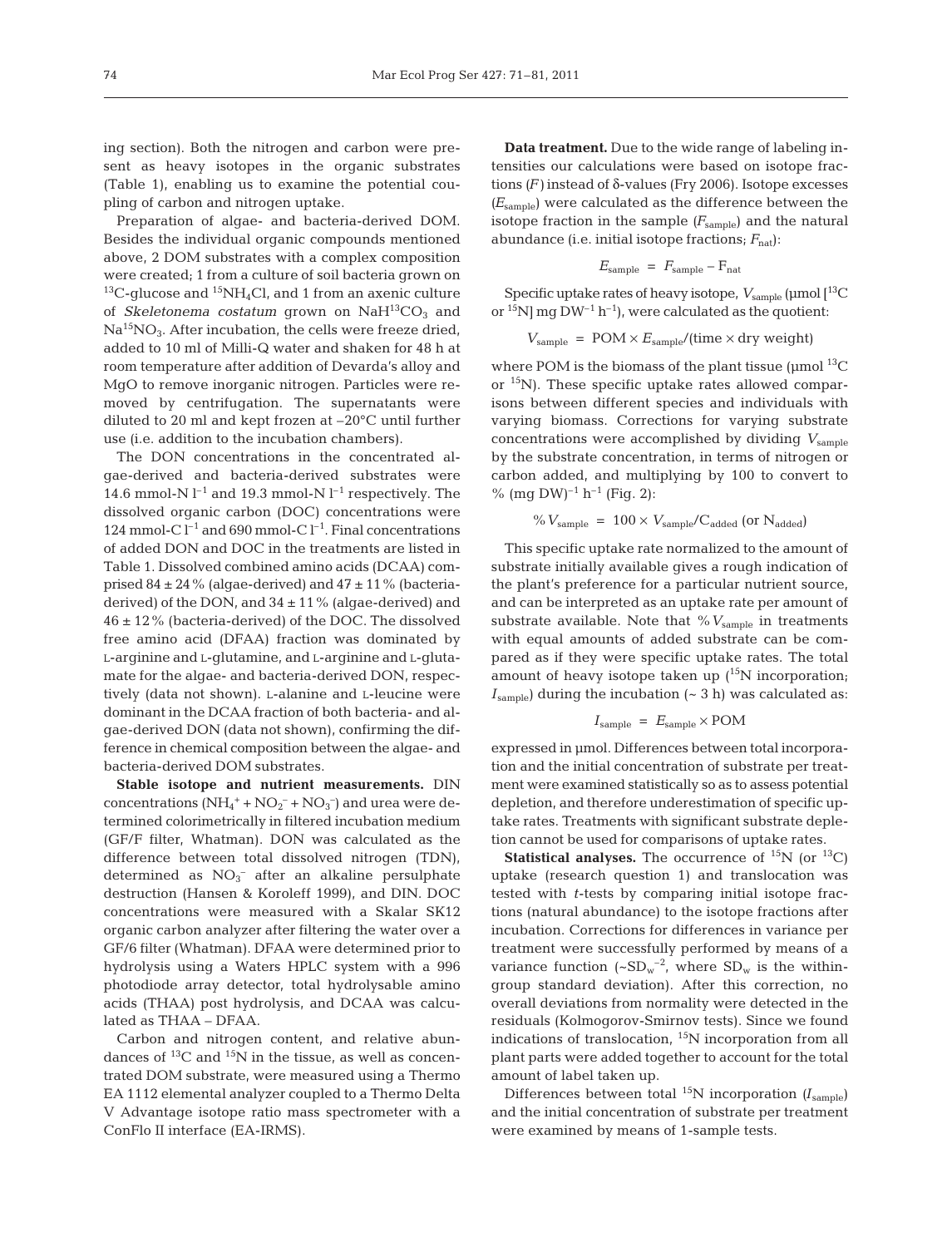ing section). Both the nitrogen and carbon were present as heavy isotopes in the organic substrates (Table 1), enabling us to examine the potential coupling of carbon and nitrogen uptake.

Preparation of algae- and bacteria-derived DOM. Besides the individual organic compounds mentioned above, 2 DOM substrates with a complex composition were created; 1 from a culture of soil bacteria grown on $^{13}$C-glucose and $^{15}NH_4Cl$, and 1 from an axenic culture of *Skeletonema costatum* grown on $NaH^{13}CO_3$ and $Na^{15}NO_3$. After incubation, the cells were freeze dried, added to 10 ml of Milli-Q water and shaken for 48 h at room temperature after addition of Devarda's alloy and MgO to remove inorganic nitrogen. Particles were removed by centrifugation. The supernatants were diluted to 20 ml and kept frozen at –20°C until further use (i.e. addition to the incubation chambers).

The DON concentrations in the concentrated algae-derived and bacteria-derived substrates were 14.6 mmol-N $l^{-1}$ and 19.3 mmol-N $l^{-1}$ respectively. The dissolved organic carbon (DOC) concentrations were 124 mmol-C $l^{-1}$ and 690 mmol-C $l^{-1}$. Final concentrations of added DON and DOC in the treatments are listed in Table 1. Dissolved combined amino acids (DCAA) comprised 84 ± 24 % (algae-derived) and 47 ± 11 % (bacteria-derived) of the DON, and 34 ± 11 % (algae-derived) and 46 ± 12 % (bacteria-derived) of the DOC. The dissolved free amino acid (DFAA) fraction was dominated by L-arginine and L-glutamine, and L-arginine and L-glutamate for the algae- and bacteria-derived DON, respectively (data not shown). L-alanine and L-leucine were dominant in the DCAA fraction of both bacteria- and algae-derived DON (data not shown), confirming the difference in chemical composition between the algae- and bacteria-derived DOM substrates.

**Stable isotope and nutrient measurements.** DIN concentrations ($NH_4^+ + NO_2^- + NO_3^-$) and urea were determined colorimetrically in filtered incubation medium (GF/F filter, Whatman). DON was calculated as the difference between total dissolved nitrogen (TDN), determined as $NO_3^-$ after an alkaline persulphate destruction (Hansen & Koroleff 1999), and DIN. DOC concentrations were measured with a Skalar SK12 organic carbon analyzer after filtering the water over a GF/6 filter (Whatman). DFAA were determined prior to hydrolysis using a Waters HPLC system with a 996 photodiode array detector, total hydrolysable amino acids (THAA) post hydrolysis, and DCAA was calculated as THAA – DFAA.

Carbon and nitrogen content, and relative abundances of $^{13}$C and $^{15}$N in the tissue, as well as concentrated DOM substrate, were measured using a Thermo EA 1112 elemental analyzer coupled to a Thermo Delta V Advantage isotope ratio mass spectrometer with a ConFlo II interface (EA-IRMS).

**Data treatment.** Due to the wide range of labeling intensities our calculations were based on isotope fractions ($F$) instead of δ-values (Fry 2006). Isotope excesses ($E_{sample}$) were calculated as the difference between the isotope fraction in the sample ($F_{sample}$) and the natural abundance (i.e. initial isotope fractions; $F_{nat}$):

$$E_{sample} = F_{sample} - F_{nat}$$

Specific uptake rates of heavy isotope, $V_{sample}$ (µmol [$^{13}$C or $^{15}$N] mg DW$^{-1}$ h$^{-1}$), were calculated as the quotient:

$$V_{sample} = \text{POM} \times E_{sample}/(\text{time} \times \text{dry weight})$$

where POM is the biomass of the plant tissue (µmol $^{13}$C or $^{15}$N). These specific uptake rates allowed comparisons between different species and individuals with varying biomass. Corrections for varying substrate concentrations were accomplished by dividing $V_{sample}$ by the substrate concentration, in terms of nitrogen or carbon added, and multiplying by 100 to convert to % (mg DW)$^{-1}$ h$^{-1}$ (Fig. 2):

$$\%V_{sample} = 100 \times V_{sample}/C_{added} \text{ (or } N_{added})$$

This specific uptake rate normalized to the amount of substrate initially available gives a rough indication of the plant's preference for a particular nutrient source, and can be interpreted as an uptake rate per amount of substrate available. Note that $\%V_{sample}$ in treatments with equal amounts of added substrate can be compared as if they were specific uptake rates. The total amount of heavy isotope taken up ($^{15}$N incorporation; $I_{sample}$) during the incubation (~ 3 h) was calculated as:

$$I_{sample} = E_{sample} \times \text{POM}$$

expressed in µmol. Differences between total incorporation and the initial concentration of substrate per treatment were examined statistically so as to assess potential depletion, and therefore underestimation of specific uptake rates. Treatments with significant substrate depletion cannot be used for comparisons of uptake rates.

**Statistical analyses.** The occurrence of $^{15}$N (or $^{13}$C) uptake (research question 1) and translocation was tested with *t*-tests by comparing initial isotope fractions (natural abundance) to the isotope fractions after incubation. Corrections for differences in variance per treatment were successfully performed by means of a variance function (~$SD_w^{-2}$, where $SD_w$ is the within-group standard deviation). After this correction, no overall deviations from normality were detected in the residuals (Kolmogorov-Smirnov tests). Since we found indications of translocation, $^{15}$N incorporation from all plant parts were added together to account for the total amount of label taken up.

Differences between total $^{15}$N incorporation ($I_{sample}$) and the initial concentration of substrate per treatment were examined by means of 1-sample tests.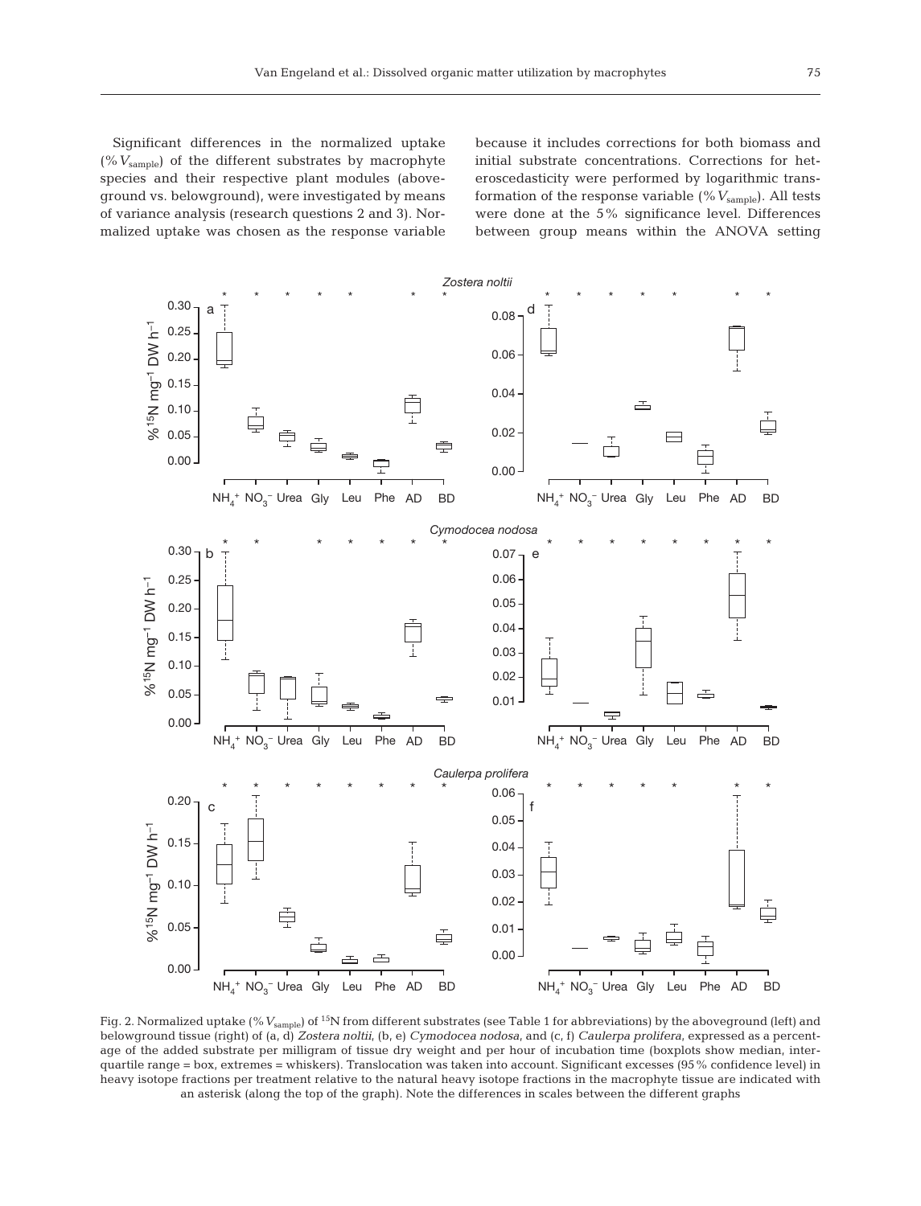Significant differences in the normalized uptake ($\% V_{sample}$) of the different substrates by macrophyte species and their respective plant modules (aboveground vs. belowground), were investigated by means of variance analysis (research questions 2 and 3). Normalized uptake was chosen as the response variable because it includes corrections for both biomass and initial substrate concentrations. Corrections for heteroscedasticity were performed by logarithmic transformation of the response variable ($\% V_{sample}$). All tests were done at the 5% significance level. Differences between group means within the ANOVA setting

Fig. 2. Normalized uptake ($\% V_{sample}$) of $^{15}N$ from different substrates (see Table 1 for abbreviations) by the aboveground (left) and belowground tissue (right) of (a, d) *Zostera noltii*, (b, e) *Cymodocea nodosa*, and (c, f) *Caulerpa prolifera*, expressed as a percentage of the added substrate per milligram of tissue dry weight and per hour of incubation time (boxplots show median, interquartile range = box, extremes = whiskers). Translocation was taken into account. Significant excesses (95% confidence level) in heavy isotope fractions per treatment relative to the natural heavy isotope fractions in the macrophyte tissue are indicated with an asterisk (along the top of the graph). Note the differences in scales between the different graphs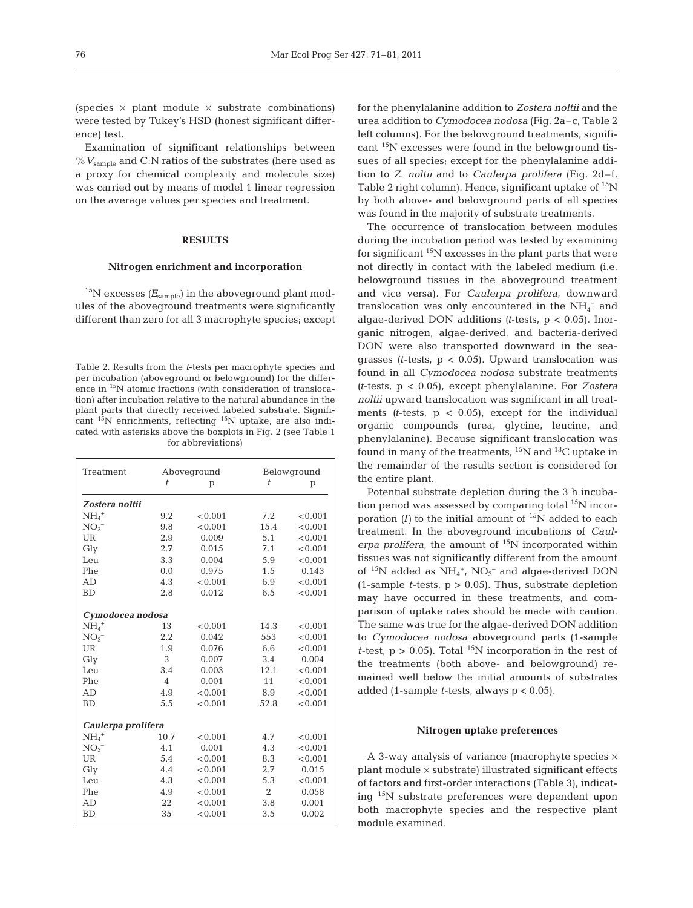(species × plant module × substrate combinations) were tested by Tukey's HSD (honest significant difference) test.

Examination of significant relationships between $\%V_{sample}$ and C:N ratios of the substrates (here used as a proxy for chemical complexity and molecule size) was carried out by means of model 1 linear regression on the average values per species and treatment.

## RESULTS

### Nitrogen enrichment and incorporation

$^{15}N$ excesses ($E_{sample}$) in the aboveground plant modules of the aboveground treatments were significantly different than zero for all 3 macrophyte species; except for the phenylalanine addition to *Zostera noltii* and the urea addition to *Cymodocea nodosa* (Fig. 2a–c, Table 2 left columns). For the belowground treatments, significant $^{15}N$ excesses were found in the belowground tissues of all species; except for the phenylalanine addition to *Z. noltii* and to *Caulerpa prolifera* (Fig. 2d–f, Table 2 right column). Hence, significant uptake of $^{15}N$ by both above- and belowground parts of all species was found in the majority of substrate treatments.

Table 2. Results from the *t*-tests per macrophyte species and per incubation (aboveground or belowground) for the difference in $^{15}N$ atomic fractions (with consideration of translocation) after incubation relative to the natural abundance in the plant parts that directly received labeled substrate. Significant $^{15}N$ enrichments, reflecting $^{15}N$ uptake, are also indicated with asterisks above the boxplots in Fig. 2 (see Table 1 for abbreviations)

| Treatment | Aboveground | | Belowground | |
|---|---|---|---|---|
| | *t* | p | *t* | p |
| ***Zostera noltii*** | | | | |
| $NH_4^+$ | 9.2 | <0.001 | 7.2 | <0.001 |
| $NO_3^-$ | 9.8 | <0.001 | 15.4 | <0.001 |
| UR | 2.9 | 0.009 | 5.1 | <0.001 |
| Gly | 2.7 | 0.015 | 7.1 | <0.001 |
| Leu | 3.3 | 0.004 | 5.9 | <0.001 |
| Phe | 0.0 | 0.975 | 1.5 | 0.143 |
| AD | 4.3 | <0.001 | 6.9 | <0.001 |
| BD | 2.8 | 0.012 | 6.5 | <0.001 |
| ***Cymodocea nodosa*** | | | | |
| $NH_4^+$ | 13 | <0.001 | 14.3 | <0.001 |
| $NO_3^-$ | 2.2 | 0.042 | 553 | <0.001 |
| UR | 1.9 | 0.076 | 6.6 | <0.001 |
| Gly | 3 | 0.007 | 3.4 | 0.004 |
| Leu | 3.4 | 0.003 | 12.1 | <0.001 |
| Phe | 4 | 0.001 | 11 | <0.001 |
| AD | 4.9 | <0.001 | 8.9 | <0.001 |
| BD | 5.5 | <0.001 | 52.8 | <0.001 |
| ***Caulerpa prolifera*** | | | | |
| $NH_4^+$ | 10.7 | <0.001 | 4.7 | <0.001 |
| $NO_3^-$ | 4.1 | 0.001 | 4.3 | <0.001 |
| UR | 5.4 | <0.001 | 8.3 | <0.001 |
| Gly | 4.4 | <0.001 | 2.7 | 0.015 |
| Leu | 4.3 | <0.001 | 5.3 | <0.001 |
| Phe | 4.9 | <0.001 | 2 | 0.058 |
| AD | 22 | <0.001 | 3.8 | 0.001 |
| BD | 35 | <0.001 | 3.5 | 0.002 |

The occurrence of translocation between modules during the incubation period was tested by examining for significant $^{15}N$ excesses in the plant parts that were not directly in contact with the labeled medium (i.e. belowground tissues in the aboveground treatment and vice versa). For *Caulerpa prolifera*, downward translocation was only encountered in the $NH_4^+$ and algae-derived DON additions (*t*-tests, $p < 0.05$). Inorganic nitrogen, algae-derived, and bacteria-derived DON were also transported downward in the seagrasses (*t*-tests, $p < 0.05$). Upward translocation was found in all *Cymodocea nodosa* substrate treatments (*t*-tests, $p < 0.05$), except phenylalanine. For *Zostera noltii* upward translocation was significant in all treatments (*t*-tests, $p < 0.05$), except for the individual organic compounds (urea, glycine, leucine, and phenylalanine). Because significant translocation was found in many of the treatments, $^{15}N$ and $^{13}C$ uptake in the remainder of the results section is considered for the entire plant.

Potential substrate depletion during the 3 h incubation period was assessed by comparing total $^{15}N$ incorporation ($I$) to the initial amount of $^{15}N$ added to each treatment. In the aboveground incubations of *Caulerpa prolifera*, the amount of $^{15}N$ incorporated within tissues was not significantly different from the amount of $^{15}N$ added as $NH_4^+$, $NO_3^-$ and algae-derived DON (1-sample *t*-tests, $p > 0.05$). Thus, substrate depletion may have occurred in these treatments, and comparison of uptake rates should be made with caution. The same was true for the algae-derived DON addition to *Cymodocea nodosa* aboveground parts (1-sample *t*-test, $p > 0.05$). Total $^{15}N$ incorporation in the rest of the treatments (both above- and belowground) remained well below the initial amounts of substrates added (1-sample *t*-tests, always $p < 0.05$).

### Nitrogen uptake preferences

A 3-way analysis of variance (macrophyte species × plant module × substrate) illustrated significant effects of factors and first-order interactions (Table 3), indicating $^{15}N$ substrate preferences were dependent upon both macrophyte species and the respective plant module examined.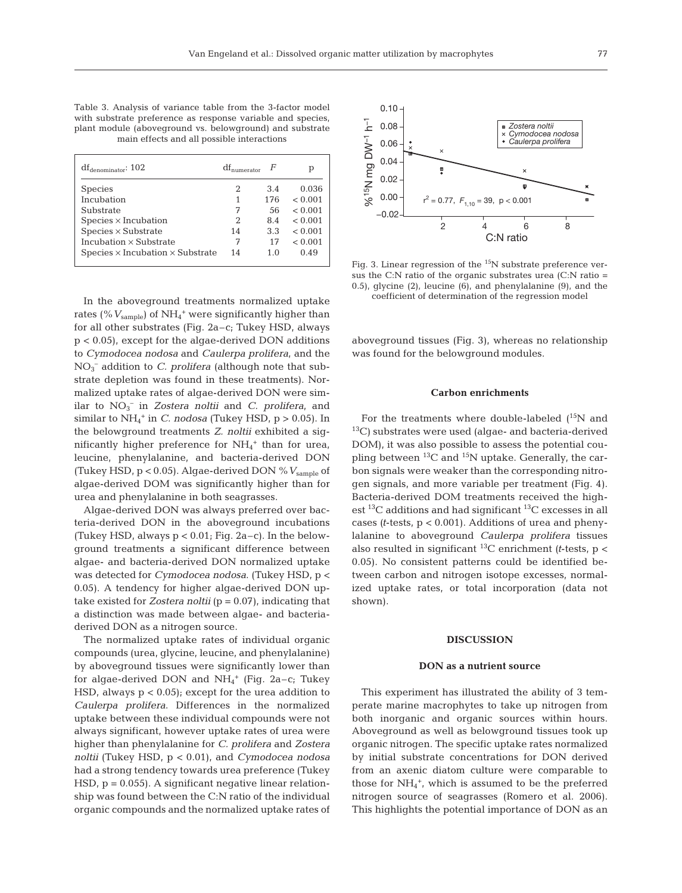Table 3. Analysis of variance table from the 3-factor model with substrate preference as response variable and species, plant module (aboveground vs. belowground) and substrate main effects and all possible interactions

| $df_{denominator}$: 102 | $df_{numerator}$ | $F$ | p |
|---|---|---|---|
| Species | 2 | 3.4 | 0.036 |
| Incubation | 1 | 176 | < 0.001 |
| Substrate | 7 | 56 | < 0.001 |
| Species × Incubation | 2 | 8.4 | < 0.001 |
| Species × Substrate | 14 | 3.3 | < 0.001 |
| Incubation × Substrate | 7 | 17 | < 0.001 |
| Species × Incubation × Substrate | 14 | 1.0 | 0.49 |

In the aboveground treatments normalized uptake rates (% $V_{sample}$) of $NH_4^+$ were significantly higher than for all other substrates (Fig. 2a–c; Tukey HSD, always $p < 0.05$), except for the algae-derived DON additions to *Cymodocea nodosa* and *Caulerpa prolifera*, and the $NO_3^-$ addition to *C. prolifera* (although note that substrate depletion was found in these treatments). Normalized uptake rates of algae-derived DON were similar to $NO_3^-$ in *Zostera noltii* and *C. prolifera*, and similar to $NH_4^+$ in *C. nodosa* (Tukey HSD, $p > 0.05$). In the belowground treatments *Z. noltii* exhibited a significantly higher preference for $NH_4^+$ than for urea, leucine, phenylalanine, and bacteria-derived DON (Tukey HSD, $p < 0.05$). Algae-derived DON % $V_{sample}$ of algae-derived DOM was significantly higher than for urea and phenylalanine in both seagrasses.

Algae-derived DON was always preferred over bacteria-derived DON in the aboveground incubations (Tukey HSD, always $p < 0.01$; Fig. 2a–c). In the belowground treatments a significant difference between algae- and bacteria-derived DON normalized uptake was detected for *Cymodocea nodosa*. (Tukey HSD, $p < 0.05$). A tendency for higher algae-derived DON uptake existed for *Zostera noltii* ($p = 0.07$), indicating that a distinction was made between algae- and bacteria-derived DON as a nitrogen source.

The normalized uptake rates of individual organic compounds (urea, glycine, leucine, and phenylalanine) by aboveground tissues were significantly lower than for algae-derived DON and $NH_4^+$ (Fig. 2a–c; Tukey HSD, always $p < 0.05$); except for the urea addition to *Caulerpa prolifera*. Differences in the normalized uptake between these individual compounds were not always significant, however uptake rates of urea were higher than phenylalanine for *C. prolifera* and *Zostera noltii* (Tukey HSD, $p < 0.01$), and *Cymodocea nodosa* had a strong tendency towards urea preference (Tukey HSD, $p = 0.055$). A significant negative linear relationship was found between the C:N ratio of the individual organic compounds and the normalized uptake rates of aboveground tissues (Fig. 3), whereas no relationship was found for the belowground modules.

Fig. 3. Linear regression of the $^{15}N$ substrate preference versus the C:N ratio of the organic substrates urea (C:N ratio = 0.5), glycine (2), leucine (6), and phenylalanine (9), and the coefficient of determination of the regression model

### Carbon enrichments

For the treatments where double-labeled ($^{15}N$ and $^{13}C$) substrates were used (algae- and bacteria-derived DOM), it was also possible to assess the potential coupling between $^{13}C$ and $^{15}N$ uptake. Generally, the carbon signals were weaker than the corresponding nitrogen signals, and more variable per treatment (Fig. 4). Bacteria-derived DOM treatments received the highest $^{13}C$ additions and had significant $^{13}C$ excesses in all cases (*t*-tests, $p < 0.001$). Additions of urea and phenylalanine to aboveground *Caulerpa prolifera* tissues also resulted in significant $^{13}C$ enrichment (*t*-tests, $p < 0.05$). No consistent patterns could be identified between carbon and nitrogen isotope excesses, normalized uptake rates, or total incorporation (data not shown).

## DISCUSSION

### DON as a nutrient source

This experiment has illustrated the ability of 3 temperate marine macrophytes to take up nitrogen from both inorganic and organic sources within hours. Aboveground as well as belowground tissues took up organic nitrogen. The specific uptake rates normalized by initial substrate concentrations for DON derived from an axenic diatom culture were comparable to those for $NH_4^+$, which is assumed to be the preferred nitrogen source of seagrasses (Romero et al. 2006). This highlights the potential importance of DON as an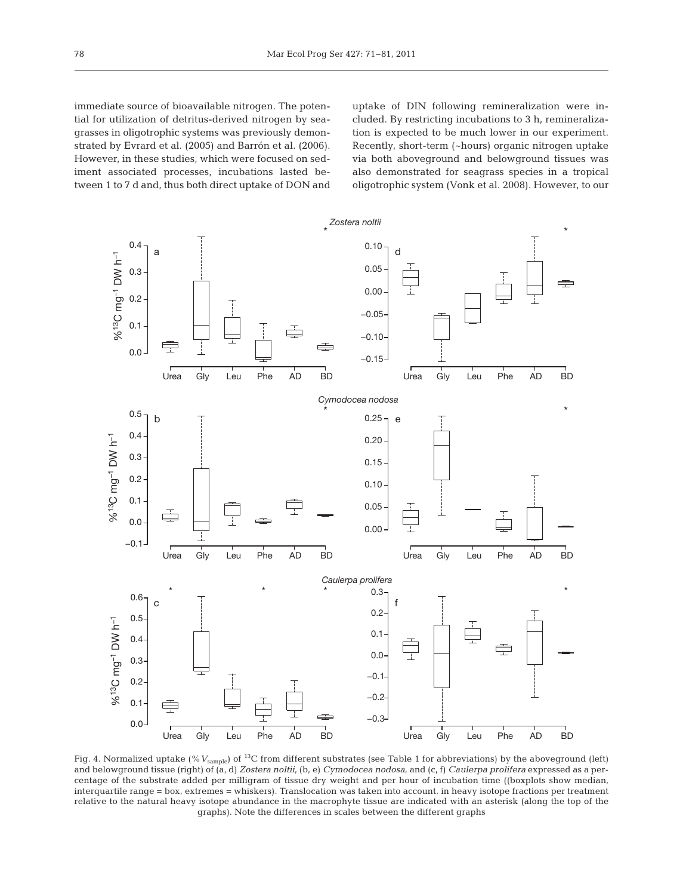immediate source of bioavailable nitrogen. The potential for utilization of detritus-derived nitrogen by seagrasses in oligotrophic systems was previously demonstrated by Evrard et al. (2005) and Barrón et al. (2006). However, in these studies, which were focused on sediment associated processes, incubations lasted between 1 to 7 d and, thus both direct uptake of DON and uptake of DIN following remineralization were included. By restricting incubations to 3 h, remineralization is expected to be much lower in our experiment. Recently, short-term (~hours) organic nitrogen uptake via both aboveground and belowground tissues was also demonstrated for seagrass species in a tropical oligotrophic system (Vonk et al. 2008). However, to our

Fig. 4. Normalized uptake (% $V_{sample}$) of $^{13}C$ from different substrates (see Table 1 for abbreviations) by the aboveground (left) and belowground tissue (right) of (a, d) *Zostera noltii*, (b, e) *Cymodocea nodosa*, and (c, f) *Caulerpa prolifera* expressed as a percentage of the substrate added per milligram of tissue dry weight and per hour of incubation time ((boxplots show median, interquartile range = box, extremes = whiskers). Translocation was taken into account. in heavy isotope fractions per treatment relative to the natural heavy isotope abundance in the macrophyte tissue are indicated with an asterisk (along the top of the graphs). Note the differences in scales between the different graphs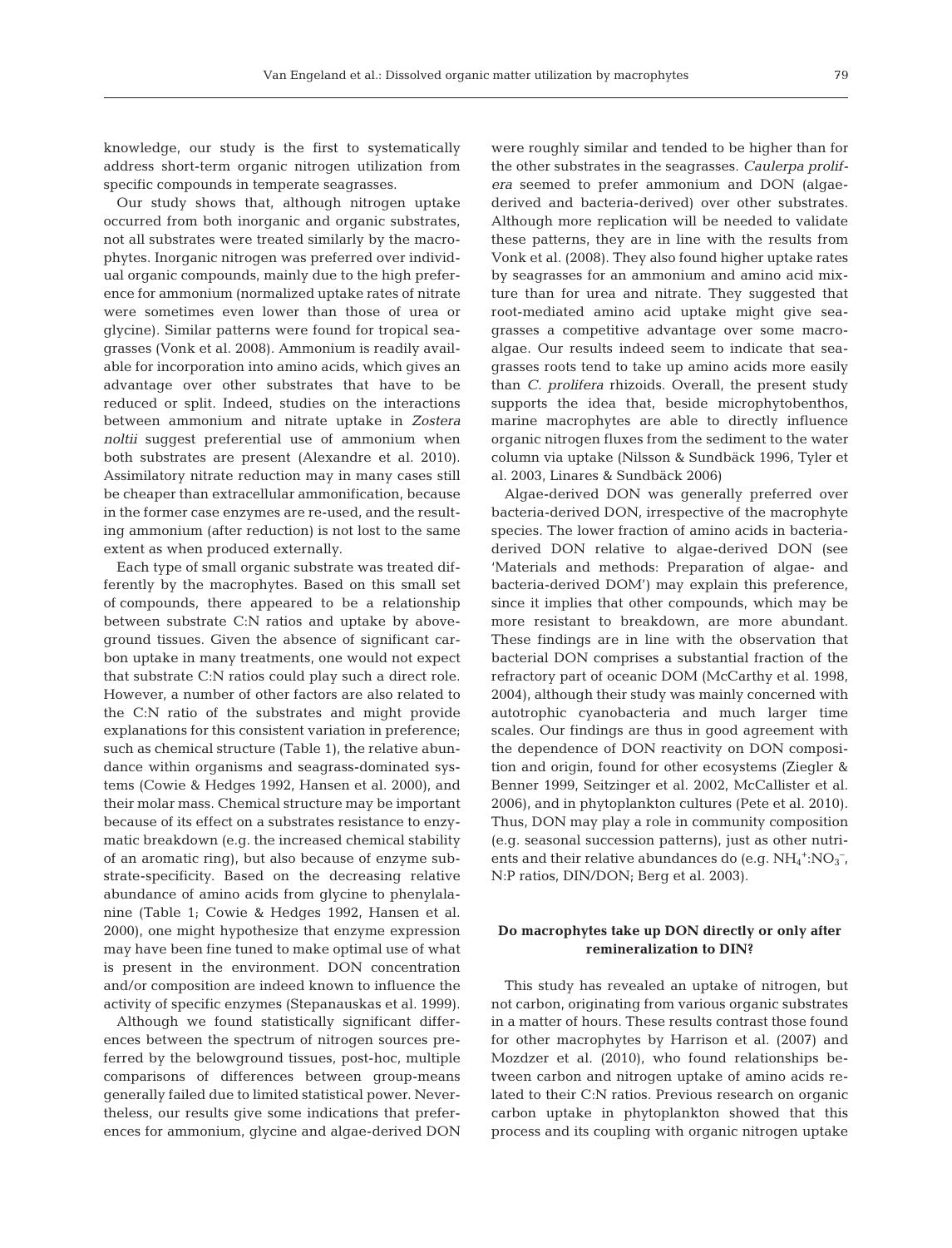knowledge, our study is the first to systematically address short-term organic nitrogen utilization from specific compounds in temperate seagrasses.

Our study shows that, although nitrogen uptake occurred from both inorganic and organic substrates, not all substrates were treated similarly by the macrophytes. Inorganic nitrogen was preferred over individual organic compounds, mainly due to the high preference for ammonium (normalized uptake rates of nitrate were sometimes even lower than those of urea or glycine). Similar patterns were found for tropical seagrasses (Vonk et al. 2008). Ammonium is readily available for incorporation into amino acids, which gives an advantage over other substrates that have to be reduced or split. Indeed, studies on the interactions between ammonium and nitrate uptake in *Zostera noltii* suggest preferential use of ammonium when both substrates are present (Alexandre et al. 2010). Assimilatory nitrate reduction may in many cases still be cheaper than extracellular ammonification, because in the former case enzymes are re-used, and the resulting ammonium (after reduction) is not lost to the same extent as when produced externally.

Each type of small organic substrate was treated differently by the macrophytes. Based on this small set of compounds, there appeared to be a relationship between substrate C:N ratios and uptake by aboveground tissues. Given the absence of significant carbon uptake in many treatments, one would not expect that substrate C:N ratios could play such a direct role. However, a number of other factors are also related to the C:N ratio of the substrates and might provide explanations for this consistent variation in preference; such as chemical structure (Table 1), the relative abundance within organisms and seagrass-dominated systems (Cowie & Hedges 1992, Hansen et al. 2000), and their molar mass. Chemical structure may be important because of its effect on a substrates resistance to enzymatic breakdown (e.g. the increased chemical stability of an aromatic ring), but also because of enzyme substrate-specificity. Based on the decreasing relative abundance of amino acids from glycine to phenylalanine (Table 1; Cowie & Hedges 1992, Hansen et al. 2000), one might hypothesize that enzyme expression may have been fine tuned to make optimal use of what is present in the environment. DON concentration and/or composition are indeed known to influence the activity of specific enzymes (Stepanauskas et al. 1999).

Although we found statistically significant differences between the spectrum of nitrogen sources preferred by the belowground tissues, post-hoc, multiple comparisons of differences between group-means generally failed due to limited statistical power. Nevertheless, our results give some indications that preferences for ammonium, glycine and algae-derived DON were roughly similar and tended to be higher than for the other substrates in the seagrasses. *Caulerpa prolifera* seemed to prefer ammonium and DON (algae-derived and bacteria-derived) over other substrates. Although more replication will be needed to validate these patterns, they are in line with the results from Vonk et al. (2008). They also found higher uptake rates by seagrasses for an ammonium and amino acid mixture than for urea and nitrate. They suggested that root-mediated amino acid uptake might give seagrasses a competitive advantage over some macroalgae. Our results indeed seem to indicate that seagrasses roots tend to take up amino acids more easily than *C. prolifera* rhizoids. Overall, the present study supports the idea that, beside microphytobenthos, marine macrophytes are able to directly influence organic nitrogen fluxes from the sediment to the water column via uptake (Nilsson & Sundbäck 1996, Tyler et al. 2003, Linares & Sundbäck 2006)

Algae-derived DON was generally preferred over bacteria-derived DON, irrespective of the macrophyte species. The lower fraction of amino acids in bacteria-derived DON relative to algae-derived DON (see 'Materials and methods: Preparation of algae- and bacteria-derived DOM') may explain this preference, since it implies that other compounds, which may be more resistant to breakdown, are more abundant. These findings are in line with the observation that bacterial DON comprises a substantial fraction of the refractory part of oceanic DOM (McCarthy et al. 1998, 2004), although their study was mainly concerned with autotrophic cyanobacteria and much larger time scales. Our findings are thus in good agreement with the dependence of DON reactivity on DON composition and origin, found for other ecosystems (Ziegler & Benner 1999, Seitzinger et al. 2002, McCallister et al. 2006), and in phytoplankton cultures (Pete et al. 2010). Thus, DON may play a role in community composition (e.g. seasonal succession patterns), just as other nutrients and their relative abundances do (e.g. $NH_4^+$:$NO_3^-$, N:P ratios, DIN/DON; Berg et al. 2003).

## Do macrophytes take up DON directly or only after remineralization to DIN?

This study has revealed an uptake of nitrogen, but not carbon, originating from various organic substrates in a matter of hours. These results contrast those found for other macrophytes by Harrison et al. (2007) and Mozdzer et al. (2010), who found relationships between carbon and nitrogen uptake of amino acids related to their C:N ratios. Previous research on organic carbon uptake in phytoplankton showed that this process and its coupling with organic nitrogen uptake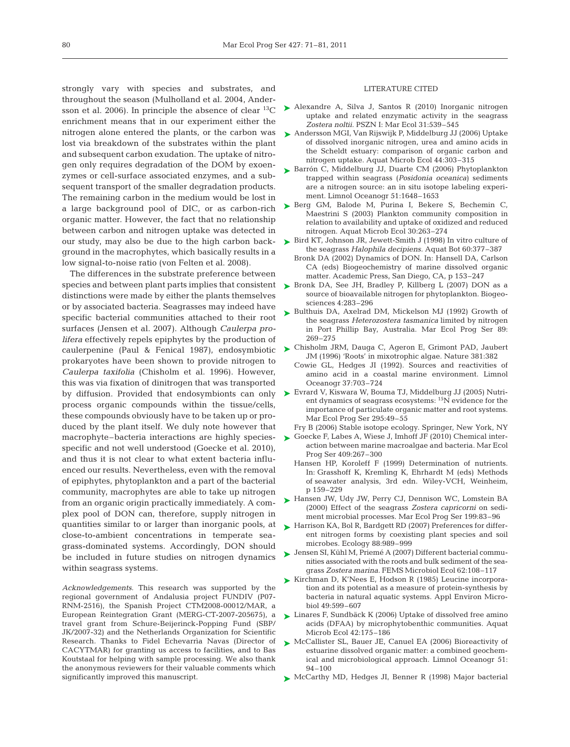strongly vary with species and substrates, and throughout the season (Mulholland et al. 2004, Andersson et al. 2006). In principle the absence of clear $^{13}C$ enrichment means that in our experiment either the nitrogen alone entered the plants, or the carbon was lost via breakdown of the substrates within the plant and subsequent carbon exudation. The uptake of nitrogen only requires degradation of the DOM by exoenzymes or cell-surface associated enzymes, and a subsequent transport of the smaller degradation products. The remaining carbon in the medium would be lost in a large background pool of DIC, or as carbon-rich organic matter. However, the fact that no relationship between carbon and nitrogen uptake was detected in our study, may also be due to the high carbon background in the macrophytes, which basically results in a low signal-to-noise ratio (von Felten et al. 2008).

The differences in the substrate preference between species and between plant parts implies that consistent distinctions were made by either the plants themselves or by associated bacteria. Seagrasses may indeed have specific bacterial communities attached to their root surfaces (Jensen et al. 2007). Although *Caulerpa prolifera* effectively repels epiphytes by the production of caulerpenine (Paul & Fenical 1987), endosymbiotic prokaryotes have been shown to provide nitrogen to *Caulerpa taxifolia* (Chisholm et al. 1996). However, this was via fixation of dinitrogen that was transported by diffusion. Provided that endosymbionts can only process organic compounds within the tissue/cells, these compounds obviously have to be taken up or produced by the plant itself. We duly note however that macrophyte–bacteria interactions are highly species-specific and not well understood (Goecke et al. 2010), and thus it is not clear to what extent bacteria influenced our results. Nevertheless, even with the removal of epiphytes, phytoplankton and a part of the bacterial community, macrophytes are able to take up nitrogen from an organic origin practically immediately. A complex pool of DON can, therefore, supply nitrogen in quantities similar to or larger than inorganic pools, at close-to-ambient concentrations in temperate seagrass-dominated systems. Accordingly, DON should be included in future studies on nitrogen dynamics within seagrass systems.

*Acknowledgements.* This research was supported by the regional government of Andalusia project FUNDIV (P07-RNM-2516), the Spanish Project CTM2008-00012/MAR, a European Reintegration Grant (MERG-CT-2007-205675), a travel grant from Schure-Beijerinck-Popping Fund (SBP/JK/2007-32) and the Netherlands Organization for Scientific Research. Thanks to Fidel Echevarrìa Navas (Director of CACYTMAR) for granting us access to facilities, and to Bas Koutstaal for helping with sample processing. We also thank the anonymous reviewers for their valuable comments which significantly improved this manuscript.

## LITERATURE CITED

- Alexandre A, Silva J, Santos R (2010) Inorganic nitrogen uptake and related enzymatic activity in the seagrass *Zostera noltii.* PSZN I: Mar Ecol 31:539–545
- Andersson MGI, Van Rijswijk P, Middelburg JJ (2006) Uptake of dissolved inorganic nitrogen, urea and amino acids in the Scheldt estuary: comparison of organic carbon and nitrogen uptake. Aquat Microb Ecol 44:303–315
- Barrón C, Middelburg JJ, Duarte CM (2006) Phytoplankton trapped within seagrass (*Posidonia oceanica*) sediments are a nitrogen source: an in situ isotope labeling experiment. Limnol Oceanogr 51:1648–1653
- Berg GM, Balode M, Purina I, Bekere S, Bechemin C, Maestrini S (2003) Plankton community composition in relation to availability and uptake of oxidized and reduced nitrogen. Aquat Microb Ecol 30:263–274
- Bird KT, Johnson JR, Jewett-Smith J (1998) In vitro culture of the seagrass *Halophila decipiens.* Aquat Bot 60:377–387
- Bronk DA (2002) Dynamics of DON. In: Hansell DA, Carlson CA (eds) Biogeochemistry of marine dissolved organic matter. Academic Press, San Diego, CA, p 153–247
- Bronk DA, See JH, Bradley P, Killberg L (2007) DON as a source of bioavailable nitrogen for phytoplankton. Biogeosciences 4:283–296
- Bulthuis DA, Axelrad DM, Mickelson MJ (1992) Growth of the seagrass *Heterozostera tasmanica* limited by nitrogen in Port Phillip Bay, Australia. Mar Ecol Prog Ser 89: 269–275
- Chisholm JRM, Dauga C, Ageron E, Grimont PAD, Jaubert JM (1996) 'Roots' in mixotrophic algae. Nature 381:382
- Cowie GL, Hedges JI (1992). Sources and reactivities of amino acid in a coastal marine environment. Limnol Oceanogr 37:703–724
- Evrard V, Kiswara W, Bouma TJ, Middelburg JJ (2005) Nutrient dynamics of seagrass ecosystems: $^{15}N$ evidence for the importance of particulate organic matter and root systems. Mar Ecol Prog Ser 295:49–55
- Fry B (2006) Stable isotope ecology. Springer, New York, NY
- Goecke F, Labes A, Wiese J, Imhoff JF (2010) Chemical interaction between marine macroalgae and bacteria. Mar Ecol Prog Ser 409:267–300
- Hansen HP, Koroleff F (1999) Determination of nutrients. In: Grasshoff K, Kremling K, Ehrhardt M (eds) Methods of seawater analysis, 3rd edn. Wiley-VCH, Weinheim, p 159–229
- Hansen JW, Udy JW, Perry CJ, Dennison WC, Lomstein BA (2000) Effect of the seagrass *Zostera capricorni* on sediment microbial processes. Mar Ecol Prog Ser 199:83–96
- Harrison KA, Bol R, Bardgett RD (2007) Preferences for different nitrogen forms by coexisting plant species and soil microbes. Ecology 88:989–999
- Jensen SI, Kühl M, Priemé A (2007) Different bacterial communities associated with the roots and bulk sediment of the seagrass *Zostera marina.* FEMS Microbiol Ecol 62:108–117
- Kirchman D, K'Nees E, Hodson R (1985) Leucine incorporation and its potential as a measure of protein-synthesis by bacteria in natural aquatic systems. Appl Environ Microbiol 49:599–607
- Linares F, Sundbäck K (2006) Uptake of dissolved free amino acids (DFAA) by microphytobenthic communities. Aquat Microb Ecol 42:175–186
- McCallister SL, Bauer JE, Canuel EA (2006) Bioreactivity of estuarine dissolved organic matter: a combined geochemical and microbiological approach. Limnol Oceanogr 51: 94–100
- McCarthy MD, Hedges JI, Benner R (1998) Major bacterial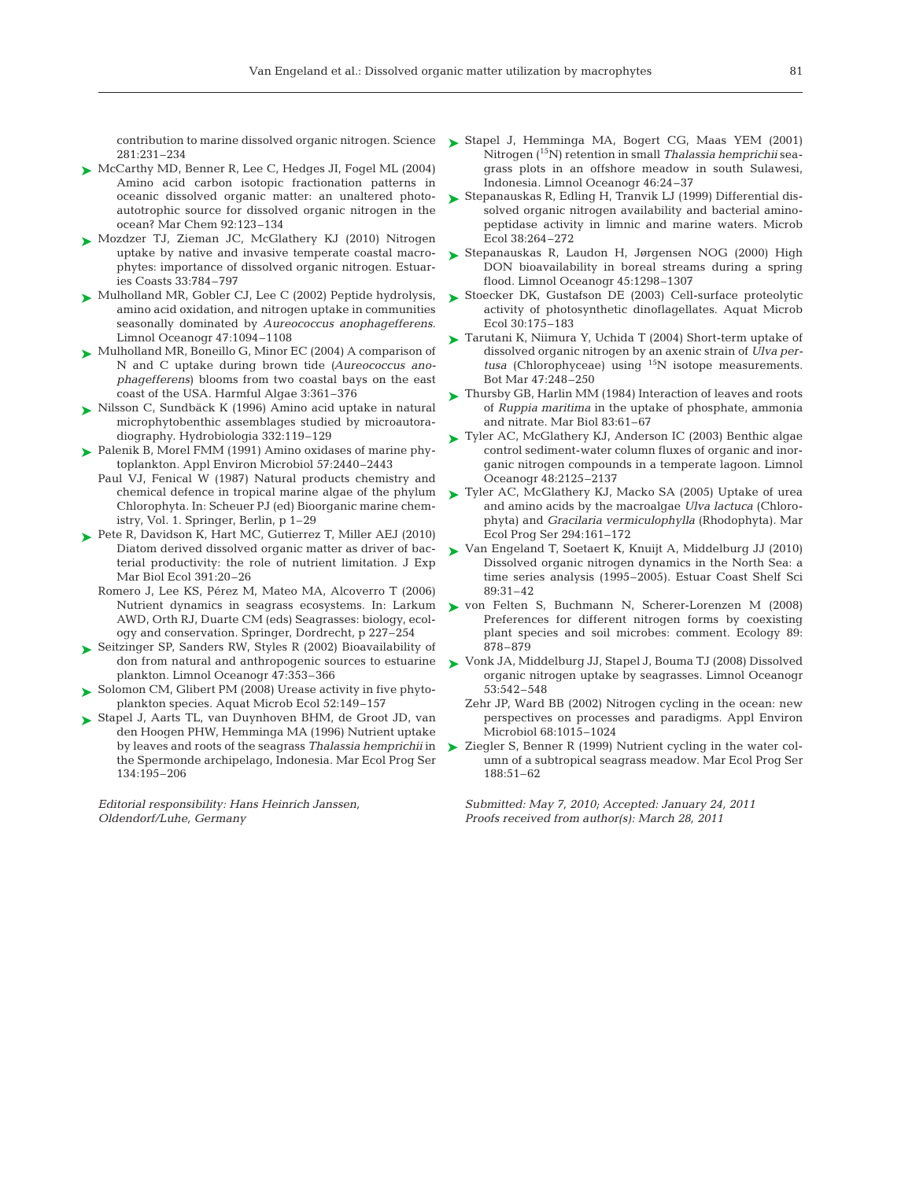contribution to marine dissolved organic nitrogen. Science 281:231–234

McCarthy MD, Benner R, Lee C, Hedges JI, Fogel ML (2004) Amino acid carbon isotopic fractionation patterns in oceanic dissolved organic matter: an unaltered photoautotrophic source for dissolved organic nitrogen in the ocean? Mar Chem 92:123–134

Mozdzer TJ, Zieman JC, McGlathery KJ (2010) Nitrogen uptake by native and invasive temperate coastal macrophytes: importance of dissolved organic nitrogen. Estuaries Coasts 33:784–797

Mulholland MR, Gobler CJ, Lee C (2002) Peptide hydrolysis, amino acid oxidation, and nitrogen uptake in communities seasonally dominated by *Aureococcus anophagefferens*. Limnol Oceanogr 47:1094–1108

Mulholland MR, Boneillo G, Minor EC (2004) A comparison of N and C uptake during brown tide (*Aureococcus anophagefferens*) blooms from two coastal bays on the east coast of the USA. Harmful Algae 3:361–376

Nilsson C, Sundbäck K (1996) Amino acid uptake in natural microphytobenthic assemblages studied by microautoradiography. Hydrobiologia 332:119–129

Palenik B, Morel FMM (1991) Amino oxidases of marine phytoplankton. Appl Environ Microbiol 57:2440–2443

Paul VJ, Fenical W (1987) Natural products chemistry and chemical defence in tropical marine algae of the phylum Chlorophyta. In: Scheuer PJ (ed) Bioorganic marine chemistry, Vol. 1. Springer, Berlin, p 1–29

Pete R, Davidson K, Hart MC, Gutierrez T, Miller AEJ (2010) Diatom derived dissolved organic matter as driver of bacterial productivity: the role of nutrient limitation. J Exp Mar Biol Ecol 391:20–26

Romero J, Lee KS, Pérez M, Mateo MA, Alcoverro T (2006) Nutrient dynamics in seagrass ecosystems. In: Larkum AWD, Orth RJ, Duarte CM (eds) Seagrasses: biology, ecology and conservation. Springer, Dordrecht, p 227–254

Seitzinger SP, Sanders RW, Styles R (2002) Bioavailability of don from natural and anthropogenic sources to estuarine plankton. Limnol Oceanogr 47:353–366

Solomon CM, Glibert PM (2008) Urease activity in five phytoplankton species. Aquat Microb Ecol 52:149–157

Stapel J, Aarts TL, van Duynhoven BHM, de Groot JD, van den Hoogen PHW, Hemminga MA (1996) Nutrient uptake by leaves and roots of the seagrass *Thalassia hemprichii* in the Spermonde archipelago, Indonesia. Mar Ecol Prog Ser 134:195–206

Stapel J, Hemminga MA, Bogert CG, Maas YEM (2001) Nitrogen ($^{15}$N) retention in small *Thalassia hemprichii* seagrass plots in an offshore meadow in south Sulawesi, Indonesia. Limnol Oceanogr 46:24–37

Stepanauskas R, Edling H, Tranvik LJ (1999) Differential dissolved organic nitrogen availability and bacterial aminopeptidase activity in limnic and marine waters. Microb Ecol 38:264–272

Stepanauskas R, Laudon H, Jørgensen NOG (2000) High DON bioavailability in boreal streams during a spring flood. Limnol Oceanogr 45:1298–1307

Stoecker DK, Gustafson DE (2003) Cell-surface proteolytic activity of photosynthetic dinoflagellates. Aquat Microb Ecol 30:175–183

Tarutani K, Niimura Y, Uchida T (2004) Short-term uptake of dissolved organic nitrogen by an axenic strain of *Ulva pertusa* (Chlorophyceae) using $^{15}$N isotope measurements. Bot Mar 47:248–250

Thursby GB, Harlin MM (1984) Interaction of leaves and roots of *Ruppia maritima* in the uptake of phosphate, ammonia and nitrate. Mar Biol 83:61–67

Tyler AC, McGlathery KJ, Anderson IC (2003) Benthic algae control sediment-water column fluxes of organic and inorganic nitrogen compounds in a temperate lagoon. Limnol Oceanogr 48:2125–2137

Tyler AC, McGlathery KJ, Macko SA (2005) Uptake of urea and amino acids by the macroalgae *Ulva lactuca* (Chlorophyta) and *Gracilaria vermiculophylla* (Rhodophyta). Mar Ecol Prog Ser 294:161–172

Van Engeland T, Soetaert K, Knuijt A, Middelburg JJ (2010) Dissolved organic nitrogen dynamics in the North Sea: a time series analysis (1995–2005). Estuar Coast Shelf Sci 89:31–42

von Felten S, Buchmann N, Scherer-Lorenzen M (2008) Preferences for different nitrogen forms by coexisting plant species and soil microbes: comment. Ecology 89: 878–879

Vonk JA, Middelburg JJ, Stapel J, Bouma TJ (2008) Dissolved organic nitrogen uptake by seagrasses. Limnol Oceanogr 53:542–548

Zehr JP, Ward BB (2002) Nitrogen cycling in the ocean: new perspectives on processes and paradigms. Appl Environ Microbiol 68:1015–1024

Ziegler S, Benner R (1999) Nutrient cycling in the water column of a subtropical seagrass meadow. Mar Ecol Prog Ser 188:51–62

*Editorial responsibility: Hans Heinrich Janssen, Oldendorf/Luhe, Germany*

*Submitted: May 7, 2010; Accepted: January 24, 2011*
*Proofs received from author(s): March 28, 2011*